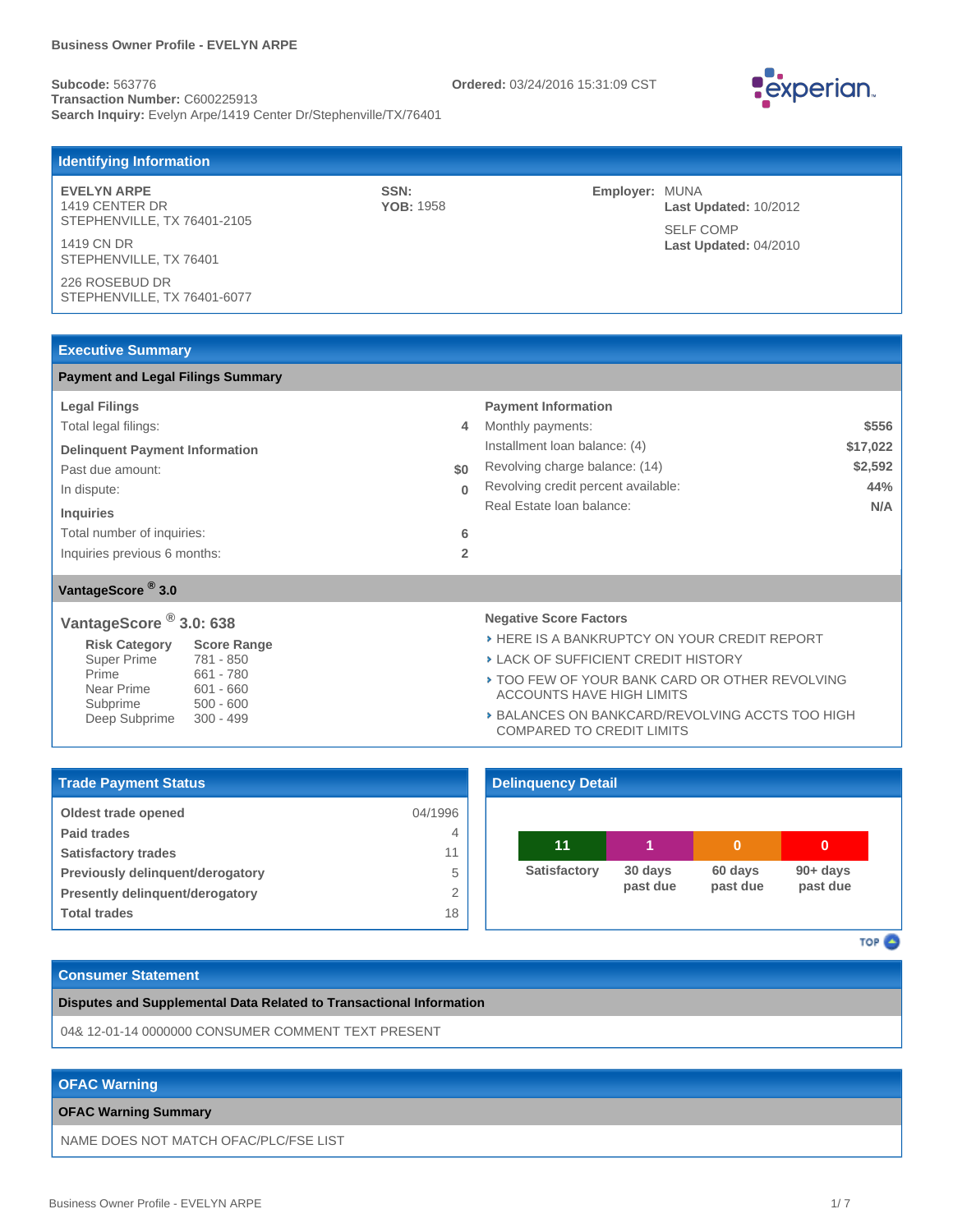**Business Owner Profile - EVELYN ARPE**

**Subcode:** 563776
**Transaction Number:** C600225913
**Search Inquiry:** Evelyn Arpe/1419 Center Dr/Stephenville/TX/76401

**Ordered:** 03/24/2016 15:31:09 CST

experian.

## Identifying Information

**EVELYN ARPE**
1419 CENTER DR
STEPHENVILLE, TX 76401-2105

1419 CN DR
STEPHENVILLE, TX 76401

226 ROSEBUD DR
STEPHENVILLE, TX 76401-6077

**SSN:**
**YOB:** 1958

**Employer:** MUNA
**Last Updated:** 10/2012

SELF COMP
**Last Updated:** 04/2010

## Executive Summary

### Payment and Legal Filings Summary

**Legal Filings**

| | |
|---|---|
| Total legal filings: | 4 |

**Delinquent Payment Information**

| | |
|---|---|
| Past due amount: | $0 |
| In dispute: | 0 |

**Inquiries**

| | |
|---|---|
| Total number of inquiries: | 6 |
| Inquiries previous 6 months: | 2 |

**Payment Information**

| | |
|---|---|
| Monthly payments: | $556 |
| Installment loan balance: (4) | $17,022 |
| Revolving charge balance: (14) | $2,592 |
| Revolving credit percent available: | 44% |
| Real Estate loan balance: | N/A |

### VantageScore ® 3.0

**VantageScore ® 3.0: 638**

| Risk Category | Score Range |
|---|---|
| Super Prime | 781 - 850 |
| Prime | 661 - 780 |
| Near Prime | 601 - 660 |
| Subprime | 500 - 600 |
| Deep Subprime | 300 - 499 |

**Negative Score Factors**

- HERE IS A BANKRUPTCY ON YOUR CREDIT REPORT
- LACK OF SUFFICIENT CREDIT HISTORY
- TOO FEW OF YOUR BANK CARD OR OTHER REVOLVING ACCOUNTS HAVE HIGH LIMITS
- BALANCES ON BANKCARD/REVOLVING ACCTS TOO HIGH COMPARED TO CREDIT LIMITS

## Trade Payment Status

| | |
|---|---|
| **Oldest trade opened** | 04/1996 |
| **Paid trades** | 4 |
| **Satisfactory trades** | 11 |
| **Previously delinquent/derogatory** | 5 |
| **Presently delinquent/derogatory** | 2 |
| **Total trades** | 18 |

## Delinquency Detail

| Satisfactory | 30 days past due | 60 days past due | 90+ days past due |
|---|---|---|---|
| 11 | 1 | 0 | 0 |

## Consumer Statement

### Disputes and Supplemental Data Related to Transactional Information

04& 12-01-14 0000000 CONSUMER COMMENT TEXT PRESENT

## OFAC Warning

### OFAC Warning Summary

NAME DOES NOT MATCH OFAC/PLC/FSE LIST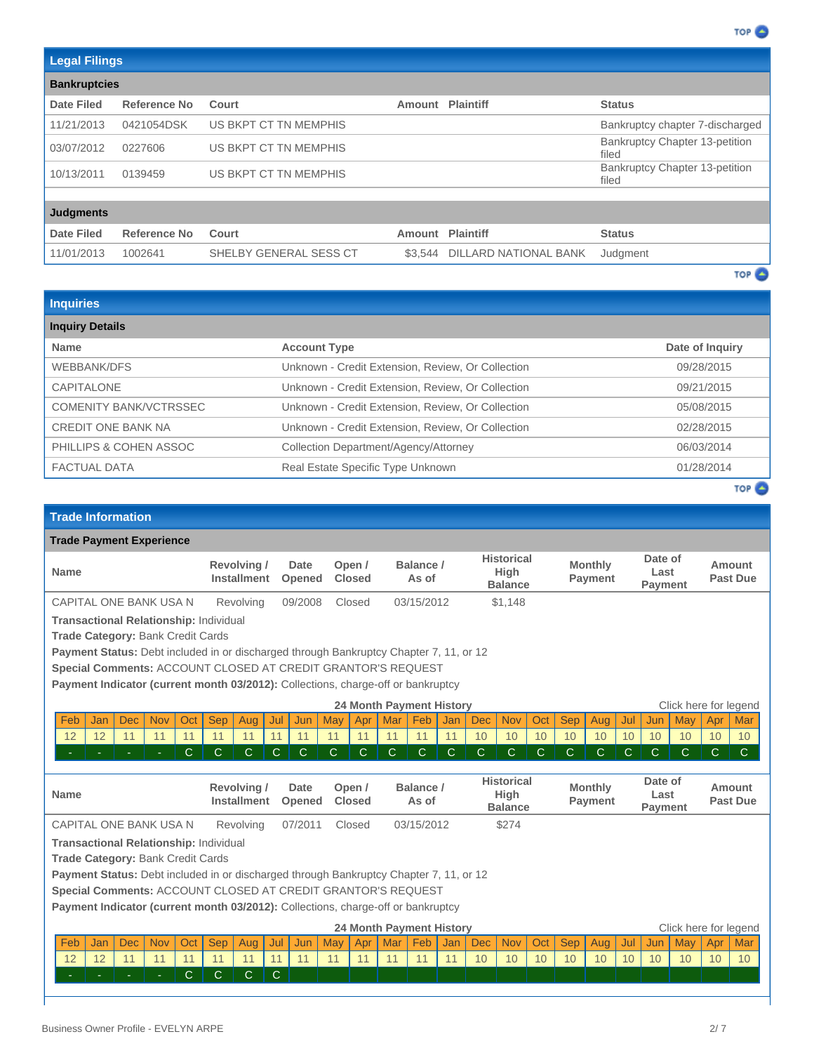## Legal Filings

### Bankruptcies

| Date Filed | Reference No | Court | Amount | Plaintiff | Status |
|---|---|---|---|---|---|
| 11/21/2013 | 0421054DSK | US BKPT CT TN MEMPHIS | | | Bankruptcy chapter 7-discharged |
| 03/07/2012 | 0227606 | US BKPT CT TN MEMPHIS | | | Bankruptcy Chapter 13-petition filed |
| 10/13/2011 | 0139459 | US BKPT CT TN MEMPHIS | | | Bankruptcy Chapter 13-petition filed |

### Judgments

| Date Filed | Reference No | Court | Amount | Plaintiff | Status |
|---|---|---|---|---|---|
| 11/01/2013 | 1002641 | SHELBY GENERAL SESS CT | $3,544 | DILLARD NATIONAL BANK | Judgment |

## Inquiries

### Inquiry Details

| Name | Account Type | Date of Inquiry |
|---|---|---|
| WEBBANK/DFS | Unknown - Credit Extension, Review, Or Collection | 09/28/2015 |
| CAPITALONE | Unknown - Credit Extension, Review, Or Collection | 09/21/2015 |
| COMENITY BANK/VCTRSSEC | Unknown - Credit Extension, Review, Or Collection | 05/08/2015 |
| CREDIT ONE BANK NA | Unknown - Credit Extension, Review, Or Collection | 02/28/2015 |
| PHILLIPS & COHEN ASSOC | Collection Department/Agency/Attorney | 06/03/2014 |
| FACTUAL DATA | Real Estate Specific Type Unknown | 01/28/2014 |

## Trade Information

### Trade Payment Experience

| Name | Revolving / Installment | Date Opened | Open / Closed | Balance / As of | Historical High Balance | Monthly Payment | Date of Last Payment | Amount Past Due |
|---|---|---|---|---|---|---|---|---|
| CAPITAL ONE BANK USA N | Revolving | 09/2008 | Closed | 03/15/2012 | $1,148 | | | |

**Transactional Relationship:** Individual
**Trade Category:** Bank Credit Cards
**Payment Status:** Debt included in or discharged through Bankruptcy Chapter 7, 11, or 12
**Special Comments:** ACCOUNT CLOSED AT CREDIT GRANTOR'S REQUEST
**Payment Indicator (current month 03/2012):** Collections, charge-off or bankruptcy

24 Month Payment History — Click here for legend

| Feb | Jan | Dec | Nov | Oct | Sep | Aug | Jul | Jun | May | Apr | Mar | Feb | Jan | Dec | Nov | Oct | Sep | Aug | Jul | Jun | May | Apr | Mar |
|---|---|---|---|---|---|---|---|---|---|---|---|---|---|---|---|---|---|---|---|---|---|---|---|
| 12 | 12 | 11 | 11 | 11 | 11 | 11 | 11 | 11 | 11 | 11 | 11 | 11 | 11 | 10 | 10 | 10 | 10 | 10 | 10 | 10 | 10 | 10 | 10 |
| - | - | - | - | C | C | C | C | C | C | C | C | C | C | C | C | C | C | C | C | C | C | C | C |

| Name | Revolving / Installment | Date Opened | Open / Closed | Balance / As of | Historical High Balance | Monthly Payment | Date of Last Payment | Amount Past Due |
|---|---|---|---|---|---|---|---|---|
| CAPITAL ONE BANK USA N | Revolving | 07/2011 | Closed | 03/15/2012 | $274 | | | |

**Transactional Relationship:** Individual
**Trade Category:** Bank Credit Cards
**Payment Status:** Debt included in or discharged through Bankruptcy Chapter 7, 11, or 12
**Special Comments:** ACCOUNT CLOSED AT CREDIT GRANTOR'S REQUEST
**Payment Indicator (current month 03/2012):** Collections, charge-off or bankruptcy

24 Month Payment History — Click here for legend

| Feb | Jan | Dec | Nov | Oct | Sep | Aug | Jul | Jun | May | Apr | Mar | Feb | Jan | Dec | Nov | Oct | Sep | Aug | Jul | Jun | May | Apr | Mar |
|---|---|---|---|---|---|---|---|---|---|---|---|---|---|---|---|---|---|---|---|---|---|---|---|
| 12 | 12 | 11 | 11 | 11 | 11 | 11 | 11 | 11 | 11 | 11 | 11 | 11 | 11 | 10 | 10 | 10 | 10 | 10 | 10 | 10 | 10 | 10 | 10 |
| - | - | - | - | C | C | C | C | | | | | | | | | | | | | | | | |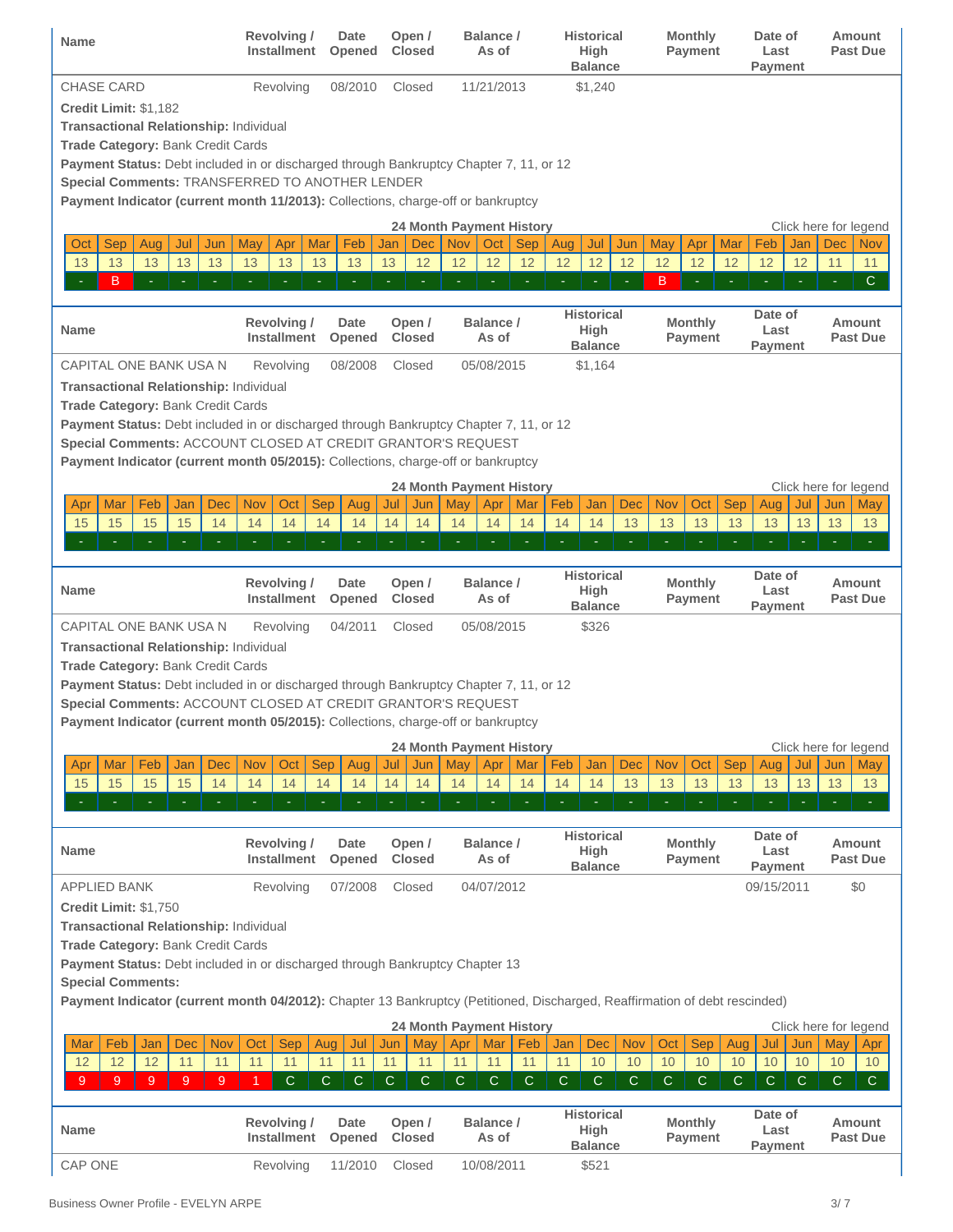| Name | Revolving / Installment | Date Opened | Open / Closed | Balance / As of | Historical High Balance | Monthly Payment | Date of Last Payment | Amount Past Due |
|---|---|---|---|---|---|---|---|---|
| CHASE CARD | Revolving | 08/2010 | Closed | 11/21/2013 | $1,240 | | | |

**Credit Limit:** $1,182
**Transactional Relationship:** Individual
**Trade Category:** Bank Credit Cards
**Payment Status:** Debt included in or discharged through Bankruptcy Chapter 7, 11, or 12
**Special Comments:** TRANSFERRED TO ANOTHER LENDER
**Payment Indicator (current month 11/2013):** Collections, charge-off or bankruptcy

**24 Month Payment History** — Click here for legend

| Oct | Sep | Aug | Jul | Jun | May | Apr | Mar | Feb | Jan | Dec | Nov | Oct | Sep | Aug | Jul | Jun | May | Apr | Mar | Feb | Jan | Dec | Nov |
|---|---|---|---|---|---|---|---|---|---|---|---|---|---|---|---|---|---|---|---|---|---|---|---|
| 13 | 13 | 13 | 13 | 13 | 13 | 13 | 13 | 13 | 13 | 12 | 12 | 12 | 12 | 12 | 12 | 12 | 12 | 12 | 12 | 12 | 12 | 11 | 11 |
| - | B | - | - | - | - | - | - | - | - | - | - | - | - | - | - | - | B | - | - | - | - | - | C |

| Name | Revolving / Installment | Date Opened | Open / Closed | Balance / As of | Historical High Balance | Monthly Payment | Date of Last Payment | Amount Past Due |
|---|---|---|---|---|---|---|---|---|
| CAPITAL ONE BANK USA N | Revolving | 08/2008 | Closed | 05/08/2015 | $1,164 | | | |

**Transactional Relationship:** Individual
**Trade Category:** Bank Credit Cards
**Payment Status:** Debt included in or discharged through Bankruptcy Chapter 7, 11, or 12
**Special Comments:** ACCOUNT CLOSED AT CREDIT GRANTOR'S REQUEST
**Payment Indicator (current month 05/2015):** Collections, charge-off or bankruptcy

**24 Month Payment History** — Click here for legend

| Apr | Mar | Feb | Jan | Dec | Nov | Oct | Sep | Aug | Jul | Jun | May | Apr | Mar | Feb | Jan | Dec | Nov | Oct | Sep | Aug | Jul | Jun | May |
|---|---|---|---|---|---|---|---|---|---|---|---|---|---|---|---|---|---|---|---|---|---|---|---|
| 15 | 15 | 15 | 15 | 14 | 14 | 14 | 14 | 14 | 14 | 14 | 14 | 14 | 14 | 14 | 14 | 13 | 13 | 13 | 13 | 13 | 13 | 13 | 13 |
| - | - | - | - | - | - | - | - | - | - | - | - | - | - | - | - | - | - | - | - | - | - | - | - |

| Name | Revolving / Installment | Date Opened | Open / Closed | Balance / As of | Historical High Balance | Monthly Payment | Date of Last Payment | Amount Past Due |
|---|---|---|---|---|---|---|---|---|
| CAPITAL ONE BANK USA N | Revolving | 04/2011 | Closed | 05/08/2015 | $326 | | | |

**Transactional Relationship:** Individual
**Trade Category:** Bank Credit Cards
**Payment Status:** Debt included in or discharged through Bankruptcy Chapter 7, 11, or 12
**Special Comments:** ACCOUNT CLOSED AT CREDIT GRANTOR'S REQUEST
**Payment Indicator (current month 05/2015):** Collections, charge-off or bankruptcy

**24 Month Payment History** — Click here for legend

| Apr | Mar | Feb | Jan | Dec | Nov | Oct | Sep | Aug | Jul | Jun | May | Apr | Mar | Feb | Jan | Dec | Nov | Oct | Sep | Aug | Jul | Jun | May |
|---|---|---|---|---|---|---|---|---|---|---|---|---|---|---|---|---|---|---|---|---|---|---|---|
| 15 | 15 | 15 | 15 | 14 | 14 | 14 | 14 | 14 | 14 | 14 | 14 | 14 | 14 | 14 | 14 | 13 | 13 | 13 | 13 | 13 | 13 | 13 | 13 |
| - | - | - | - | - | - | - | - | - | - | - | - | - | - | - | - | - | - | - | - | - | - | - | - |

| Name | Revolving / Installment | Date Opened | Open / Closed | Balance / As of | Historical High Balance | Monthly Payment | Date of Last Payment | Amount Past Due |
|---|---|---|---|---|---|---|---|---|
| APPLIED BANK | Revolving | 07/2008 | Closed | 04/07/2012 | | | 09/15/2011 | $0 |

**Credit Limit:** $1,750
**Transactional Relationship:** Individual
**Trade Category:** Bank Credit Cards
**Payment Status:** Debt included in or discharged through Bankruptcy Chapter 13
**Special Comments:**
**Payment Indicator (current month 04/2012):** Chapter 13 Bankruptcy (Petitioned, Discharged, Reaffirmation of debt rescinded)

**24 Month Payment History** — Click here for legend

| Mar | Feb | Jan | Dec | Nov | Oct | Sep | Aug | Jul | Jun | May | Apr | Mar | Feb | Jan | Dec | Nov | Oct | Sep | Aug | Jul | Jun | May | Apr |
|---|---|---|---|---|---|---|---|---|---|---|---|---|---|---|---|---|---|---|---|---|---|---|---|
| 12 | 12 | 12 | 11 | 11 | 11 | 11 | 11 | 11 | 11 | 11 | 11 | 11 | 11 | 11 | 10 | 10 | 10 | 10 | 10 | 10 | 10 | 10 | 10 |
| 9 | 9 | 9 | 9 | 9 | 1 | C | C | C | C | C | C | C | C | C | C | C | C | C | C | C | C | C | C |

| Name | Revolving / Installment | Date Opened | Open / Closed | Balance / As of | Historical High Balance | Monthly Payment | Date of Last Payment | Amount Past Due |
|---|---|---|---|---|---|---|---|---|
| CAP ONE | Revolving | 11/2010 | Closed | 10/08/2011 | $521 | | | |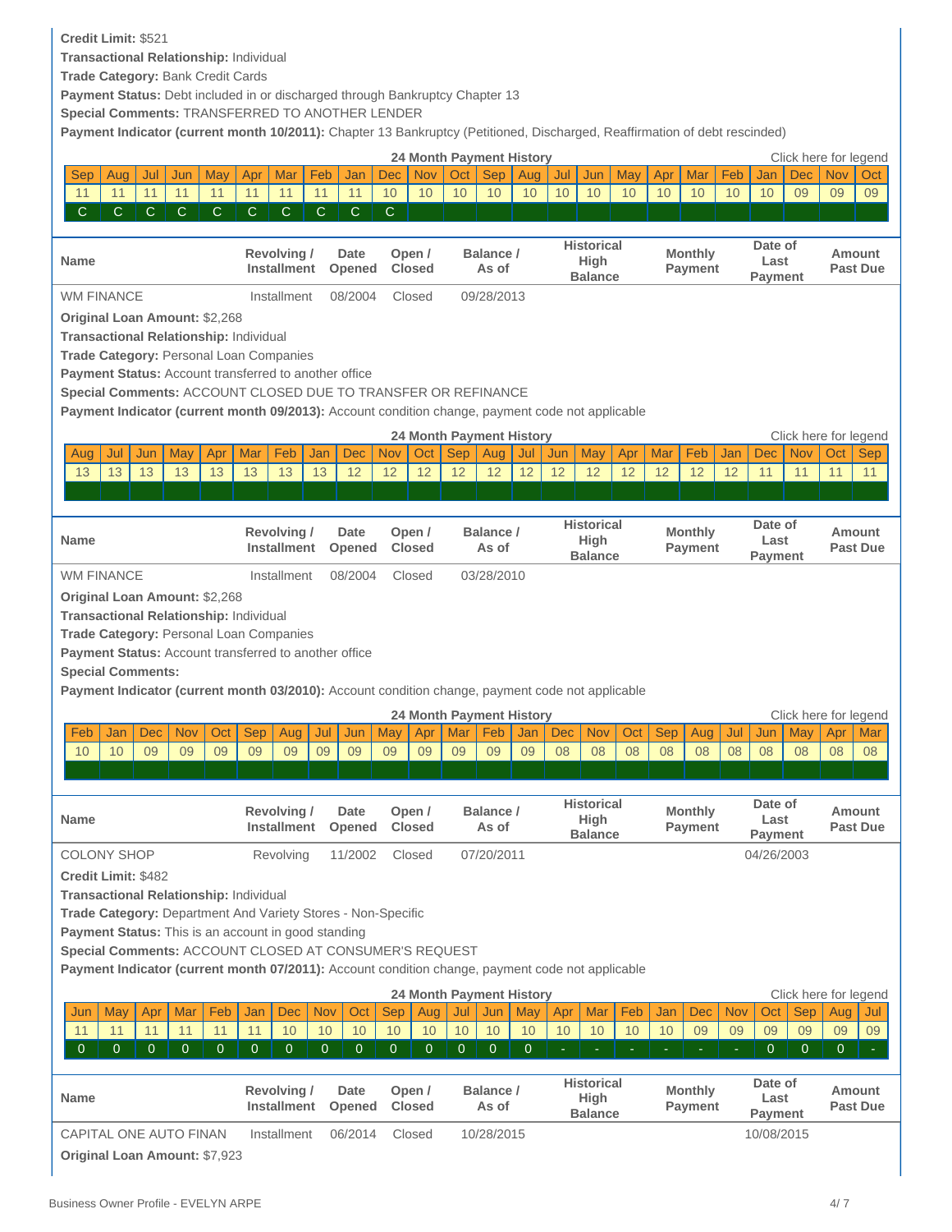**Credit Limit:** $521

**Transactional Relationship:** Individual

**Trade Category:** Bank Credit Cards

**Payment Status:** Debt included in or discharged through Bankruptcy Chapter 13

**Special Comments:** TRANSFERRED TO ANOTHER LENDER

**Payment Indicator (current month 10/2011):** Chapter 13 Bankruptcy (Petitioned, Discharged, Reaffirmation of debt rescinded)

24 Month Payment History — Click here for legend

| Sep | Aug | Jul | Jun | May | Apr | Mar | Feb | Jan | Dec | Nov | Oct | Sep | Aug | Jul | Jun | May | Apr | Mar | Feb | Jan | Dec | Nov | Oct |
|---|---|---|---|---|---|---|---|---|---|---|---|---|---|---|---|---|---|---|---|---|---|---|---|
| 11 | 11 | 11 | 11 | 11 | 11 | 11 | 11 | 11 | 10 | 10 | 10 | 10 | 10 | 10 | 10 | 10 | 10 | 10 | 10 | 10 | 09 | 09 | 09 |
| C | C | C | C | C | C | C | C | C | C | | | | | | | | | | | | | | |

| Name | Revolving / Installment | Date Opened | Open / Closed | Balance / As of | Historical High Balance | Monthly Payment | Date of Last Payment | Amount Past Due |
|---|---|---|---|---|---|---|---|---|
| WM FINANCE | Installment | 08/2004 | Closed | 09/28/2013 | | | | |

**Original Loan Amount:** $2,268

**Transactional Relationship:** Individual

**Trade Category:** Personal Loan Companies

**Payment Status:** Account transferred to another office

**Special Comments:** ACCOUNT CLOSED DUE TO TRANSFER OR REFINANCE

**Payment Indicator (current month 09/2013):** Account condition change, payment code not applicable

24 Month Payment History — Click here for legend

| Aug | Jul | Jun | May | Apr | Mar | Feb | Jan | Dec | Nov | Oct | Sep | Aug | Jul | Jun | May | Apr | Mar | Feb | Jan | Dec | Nov | Oct | Sep |
|---|---|---|---|---|---|---|---|---|---|---|---|---|---|---|---|---|---|---|---|---|---|---|---|
| 13 | 13 | 13 | 13 | 13 | 13 | 13 | 13 | 12 | 12 | 12 | 12 | 12 | 12 | 12 | 12 | 12 | 12 | 12 | 12 | 11 | 11 | 11 | 11 |
| | | | | | | | | | | | | | | | | | | | | | | | |

| Name | Revolving / Installment | Date Opened | Open / Closed | Balance / As of | Historical High Balance | Monthly Payment | Date of Last Payment | Amount Past Due |
|---|---|---|---|---|---|---|---|---|
| WM FINANCE | Installment | 08/2004 | Closed | 03/28/2010 | | | | |

**Original Loan Amount:** $2,268

**Transactional Relationship:** Individual

**Trade Category:** Personal Loan Companies

**Payment Status:** Account transferred to another office

**Special Comments:**

**Payment Indicator (current month 03/2010):** Account condition change, payment code not applicable

24 Month Payment History — Click here for legend

| Feb | Jan | Dec | Nov | Oct | Sep | Aug | Jul | Jun | May | Apr | Mar | Feb | Jan | Dec | Nov | Oct | Sep | Aug | Jul | Jun | May | Apr | Mar |
|---|---|---|---|---|---|---|---|---|---|---|---|---|---|---|---|---|---|---|---|---|---|---|---|
| 10 | 10 | 09 | 09 | 09 | 09 | 09 | 09 | 09 | 09 | 09 | 09 | 09 | 09 | 08 | 08 | 08 | 08 | 08 | 08 | 08 | 08 | 08 | 08 |
| | | | | | | | | | | | | | | | | | | | | | | | |

| Name | Revolving / Installment | Date Opened | Open / Closed | Balance / As of | Historical High Balance | Monthly Payment | Date of Last Payment | Amount Past Due |
|---|---|---|---|---|---|---|---|---|
| COLONY SHOP | Revolving | 11/2002 | Closed | 07/20/2011 | | | 04/26/2003 | |

**Credit Limit:** $482

**Transactional Relationship:** Individual

**Trade Category:** Department And Variety Stores - Non-Specific

**Payment Status:** This is an account in good standing

**Special Comments:** ACCOUNT CLOSED AT CONSUMER'S REQUEST

**Payment Indicator (current month 07/2011):** Account condition change, payment code not applicable

24 Month Payment History — Click here for legend

| Jun | May | Apr | Mar | Feb | Jan | Dec | Nov | Oct | Sep | Aug | Jul | Jun | May | Apr | Mar | Feb | Jan | Dec | Nov | Oct | Sep | Aug | Jul |
|---|---|---|---|---|---|---|---|---|---|---|---|---|---|---|---|---|---|---|---|---|---|---|---|
| 11 | 11 | 11 | 11 | 11 | 11 | 10 | 10 | 10 | 10 | 10 | 10 | 10 | 10 | 10 | 10 | 10 | 10 | 09 | 09 | 09 | 09 | 09 | 09 |
| 0 | 0 | 0 | 0 | 0 | 0 | 0 | 0 | 0 | 0 | 0 | 0 | 0 | 0 | - | - | - | - | - | - | 0 | 0 | 0 | - |

| Name | Revolving / Installment | Date Opened | Open / Closed | Balance / As of | Historical High Balance | Monthly Payment | Date of Last Payment | Amount Past Due |
|---|---|---|---|---|---|---|---|---|
| CAPITAL ONE AUTO FINAN | Installment | 06/2014 | Closed | 10/28/2015 | | | 10/08/2015 | |

**Original Loan Amount:** $7,923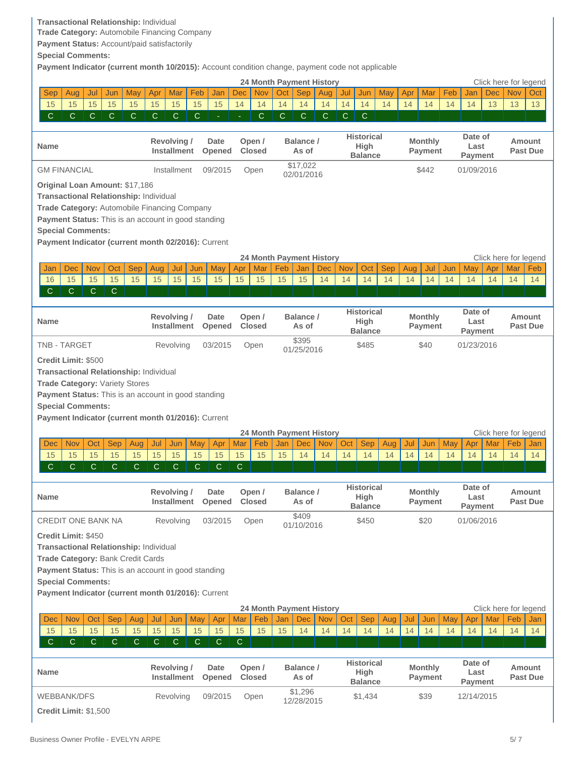**Transactional Relationship:** Individual
**Trade Category:** Automobile Financing Company
**Payment Status:** Account/paid satisfactorily
**Special Comments:**
**Payment Indicator (current month 10/2015):** Account condition change, payment code not applicable

**24 Month Payment History** — Click here for legend

| Sep | Aug | Jul | Jun | May | Apr | Mar | Feb | Jan | Dec | Nov | Oct | Sep | Aug | Jul | Jun | May | Apr | Mar | Feb | Jan | Dec | Nov | Oct |
|---|---|---|---|---|---|---|---|---|---|---|---|---|---|---|---|---|---|---|---|---|---|---|---|
| 15 | 15 | 15 | 15 | 15 | 15 | 15 | 15 | 15 | 14 | 14 | 14 | 14 | 14 | 14 | 14 | 14 | 14 | 14 | 14 | 14 | 13 | 13 | 13 |
| C | C | C | C | C | C | C | C | - | - | C | C | C | C | C | C | | | | | | | | |

| Name | Revolving / Installment | Date Opened | Open / Closed | Balance / As of | Historical High Balance | Monthly Payment | Date of Last Payment | Amount Past Due |
|---|---|---|---|---|---|---|---|---|
| GM FINANCIAL | Installment | 09/2015 | Open | $17,022 02/01/2016 | | $442 | 01/09/2016 | |

**Original Loan Amount:** $17,186
**Transactional Relationship:** Individual
**Trade Category:** Automobile Financing Company
**Payment Status:** This is an account in good standing
**Special Comments:**
**Payment Indicator (current month 02/2016):** Current

**24 Month Payment History** — Click here for legend

| Jan | Dec | Nov | Oct | Sep | Aug | Jul | Jun | May | Apr | Mar | Feb | Jan | Dec | Nov | Oct | Sep | Aug | Jul | Jun | May | Apr | Mar | Feb |
|---|---|---|---|---|---|---|---|---|---|---|---|---|---|---|---|---|---|---|---|---|---|---|---|
| 16 | 15 | 15 | 15 | 15 | 15 | 15 | 15 | 15 | 15 | 15 | 15 | 15 | 14 | 14 | 14 | 14 | 14 | 14 | 14 | 14 | 14 | 14 | 14 |
| C | C | C | C | | | | | | | | | | | | | | | | | | | | |

| Name | Revolving / Installment | Date Opened | Open / Closed | Balance / As of | Historical High Balance | Monthly Payment | Date of Last Payment | Amount Past Due |
|---|---|---|---|---|---|---|---|---|
| TNB - TARGET | Revolving | 03/2015 | Open | $395 01/25/2016 | $485 | $40 | 01/23/2016 | |

**Credit Limit:** $500
**Transactional Relationship:** Individual
**Trade Category:** Variety Stores
**Payment Status:** This is an account in good standing
**Special Comments:**
**Payment Indicator (current month 01/2016):** Current

**24 Month Payment History** — Click here for legend

| Dec | Nov | Oct | Sep | Aug | Jul | Jun | May | Apr | Mar | Feb | Jan | Dec | Nov | Oct | Sep | Aug | Jul | Jun | May | Apr | Mar | Feb | Jan |
|---|---|---|---|---|---|---|---|---|---|---|---|---|---|---|---|---|---|---|---|---|---|---|---|
| 15 | 15 | 15 | 15 | 15 | 15 | 15 | 15 | 15 | 15 | 15 | 15 | 14 | 14 | 14 | 14 | 14 | 14 | 14 | 14 | 14 | 14 | 14 | 14 |
| C | C | C | C | C | C | C | C | C | C | | | | | | | | | | | | | | |

| Name | Revolving / Installment | Date Opened | Open / Closed | Balance / As of | Historical High Balance | Monthly Payment | Date of Last Payment | Amount Past Due |
|---|---|---|---|---|---|---|---|---|
| CREDIT ONE BANK NA | Revolving | 03/2015 | Open | $409 01/10/2016 | $450 | $20 | 01/06/2016 | |

**Credit Limit:** $450
**Transactional Relationship:** Individual
**Trade Category:** Bank Credit Cards
**Payment Status:** This is an account in good standing
**Special Comments:**
**Payment Indicator (current month 01/2016):** Current

**24 Month Payment History** — Click here for legend

| Dec | Nov | Oct | Sep | Aug | Jul | Jun | May | Apr | Mar | Feb | Jan | Dec | Nov | Oct | Sep | Aug | Jul | Jun | May | Apr | Mar | Feb | Jan |
|---|---|---|---|---|---|---|---|---|---|---|---|---|---|---|---|---|---|---|---|---|---|---|---|
| 15 | 15 | 15 | 15 | 15 | 15 | 15 | 15 | 15 | 15 | 15 | 15 | 14 | 14 | 14 | 14 | 14 | 14 | 14 | 14 | 14 | 14 | 14 | 14 |
| C | C | C | C | C | C | C | C | C | C | | | | | | | | | | | | | | |

| Name | Revolving / Installment | Date Opened | Open / Closed | Balance / As of | Historical High Balance | Monthly Payment | Date of Last Payment | Amount Past Due |
|---|---|---|---|---|---|---|---|---|
| WEBBANK/DFS | Revolving | 09/2015 | Open | $1,296 12/28/2015 | $1,434 | $39 | 12/14/2015 | |

**Credit Limit:** $1,500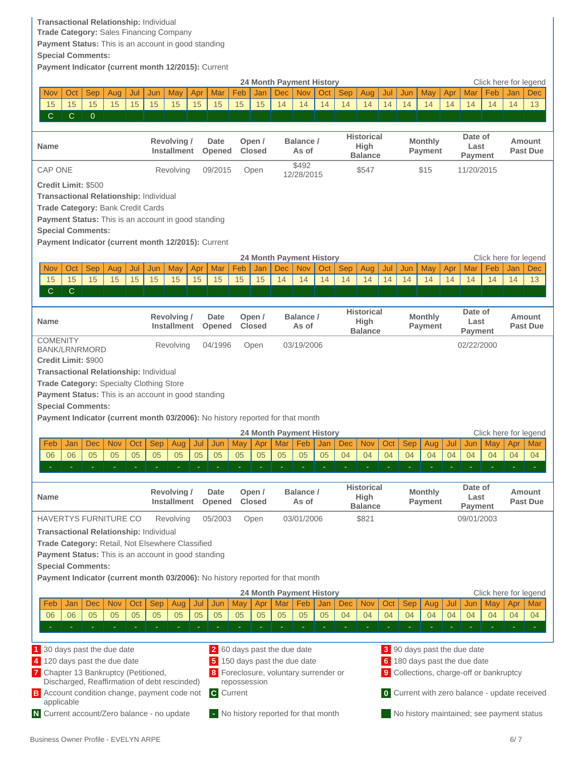**Transactional Relationship:** Individual
**Trade Category:** Sales Financing Company
**Payment Status:** This is an account in good standing
**Special Comments:**
**Payment Indicator (current month 12/2015):** Current

**24 Month Payment History** — Click here for legend

| Nov | Oct | Sep | Aug | Jul | Jun | May | Apr | Mar | Feb | Jan | Dec | Nov | Oct | Sep | Aug | Jul | Jun | May | Apr | Mar | Feb | Jan | Dec |
|---|---|---|---|---|---|---|---|---|---|---|---|---|---|---|---|---|---|---|---|---|---|---|---|
| 15 | 15 | 15 | 15 | 15 | 15 | 15 | 15 | 15 | 15 | 15 | 14 | 14 | 14 | 14 | 14 | 14 | 14 | 14 | 14 | 14 | 14 | 14 | 13 |
| C | C | 0 | | | | | | | | | | | | | | | | | | | | | |

| Name | Revolving / Installment | Date Opened | Open / Closed | Balance / As of | Historical High Balance | Monthly Payment | Date of Last Payment | Amount Past Due |
|---|---|---|---|---|---|---|---|---|
| CAP ONE | Revolving | 09/2015 | Open | $492 12/28/2015 | $547 | $15 | 11/20/2015 | |

**Credit Limit:** $500
**Transactional Relationship:** Individual
**Trade Category:** Bank Credit Cards
**Payment Status:** This is an account in good standing
**Special Comments:**
**Payment Indicator (current month 12/2015):** Current

**24 Month Payment History** — Click here for legend

| Nov | Oct | Sep | Aug | Jul | Jun | May | Apr | Mar | Feb | Jan | Dec | Nov | Oct | Sep | Aug | Jul | Jun | May | Apr | Mar | Feb | Jan | Dec |
|---|---|---|---|---|---|---|---|---|---|---|---|---|---|---|---|---|---|---|---|---|---|---|---|
| 15 | 15 | 15 | 15 | 15 | 15 | 15 | 15 | 15 | 15 | 15 | 14 | 14 | 14 | 14 | 14 | 14 | 14 | 14 | 14 | 14 | 14 | 14 | 13 |
| C | C | | | | | | | | | | | | | | | | | | | | | | |

| Name | Revolving / Installment | Date Opened | Open / Closed | Balance / As of | Historical High Balance | Monthly Payment | Date of Last Payment | Amount Past Due |
|---|---|---|---|---|---|---|---|---|
| COMENITY BANK/LRNRMORD | Revolving | 04/1996 | Open | 03/19/2006 | | | 02/22/2000 | |

**Credit Limit:** $900
**Transactional Relationship:** Individual
**Trade Category:** Specialty Clothing Store
**Payment Status:** This is an account in good standing
**Special Comments:**
**Payment Indicator (current month 03/2006):** No history reported for that month

**24 Month Payment History** — Click here for legend

| Feb | Jan | Dec | Nov | Oct | Sep | Aug | Jul | Jun | May | Apr | Mar | Feb | Jan | Dec | Nov | Oct | Sep | Aug | Jul | Jun | May | Apr | Mar |
|---|---|---|---|---|---|---|---|---|---|---|---|---|---|---|---|---|---|---|---|---|---|---|---|
| 06 | 06 | 05 | 05 | 05 | 05 | 05 | 05 | 05 | 05 | 05 | 05 | 05 | 05 | 04 | 04 | 04 | 04 | 04 | 04 | 04 | 04 | 04 | 04 |
| - | - | - | - | - | - | - | - | - | - | - | - | - | - | - | - | - | - | - | - | - | - | - | - |

| Name | Revolving / Installment | Date Opened | Open / Closed | Balance / As of | Historical High Balance | Monthly Payment | Date of Last Payment | Amount Past Due |
|---|---|---|---|---|---|---|---|---|
| HAVERTYS FURNITURE CO | Revolving | 05/2003 | Open | 03/01/2006 | $821 | | 09/01/2003 | |

**Transactional Relationship:** Individual
**Trade Category:** Retail, Not Elsewhere Classified
**Payment Status:** This is an account in good standing
**Special Comments:**
**Payment Indicator (current month 03/2006):** No history reported for that month

**24 Month Payment History** — Click here for legend

| Feb | Jan | Dec | Nov | Oct | Sep | Aug | Jul | Jun | May | Apr | Mar | Feb | Jan | Dec | Nov | Oct | Sep | Aug | Jul | Jun | May | Apr | Mar |
|---|---|---|---|---|---|---|---|---|---|---|---|---|---|---|---|---|---|---|---|---|---|---|---|
| 06 | 06 | 05 | 05 | 05 | 05 | 05 | 05 | 05 | 05 | 05 | 05 | 05 | 05 | 04 | 04 | 04 | 04 | 04 | 04 | 04 | 04 | 04 | 04 |
| - | - | - | - | - | - | - | - | - | - | - | - | - | - | - | - | - | - | - | - | - | - | - | - |

- **1** 30 days past the due date
- **2** 60 days past the due date
- **3** 90 days past the due date
- **4** 120 days past the due date
- **5** 150 days past the due date
- **6** 180 days past the due date
- **7** Chapter 13 Bankruptcy (Petitioned, Discharged, Reaffirmation of debt rescinded)
- **8** Foreclosure, voluntary surrender or repossession
- **9** Collections, charge-off or bankruptcy
- **B** Account condition change, payment code not applicable
- **C** Current
- **0** Current with zero balance - update received
- **N** Current account/Zero balance - no update
- **-** No history reported for that month
- No history maintained; see payment status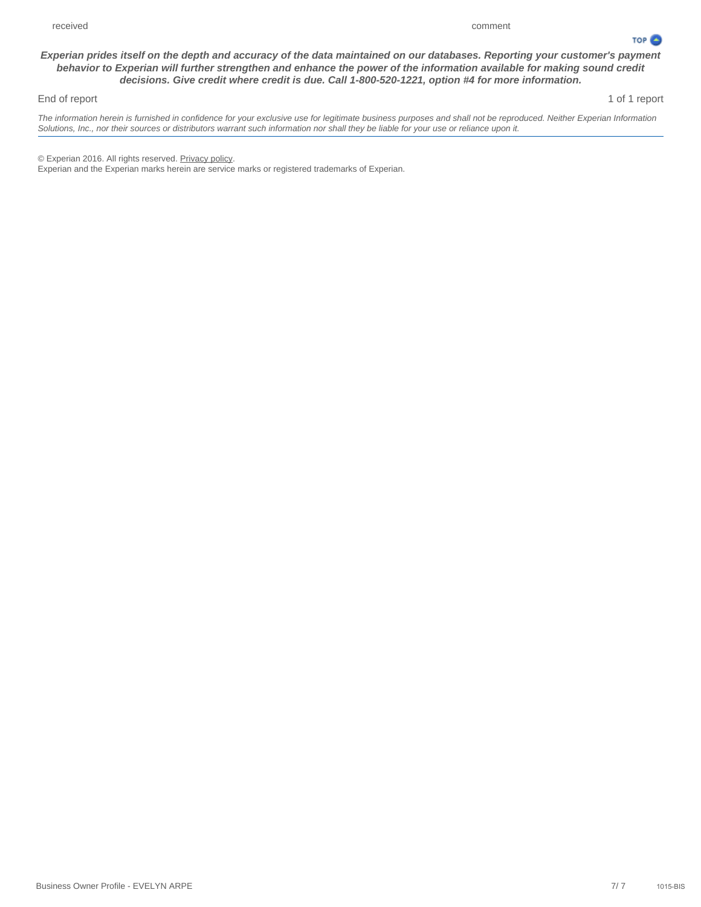| received | comment |
|---|---|

***Experian prides itself on the depth and accuracy of the data maintained on our databases. Reporting your customer's payment behavior to Experian will further strengthen and enhance the power of the information available for making sound credit decisions. Give credit where credit is due. Call 1-800-520-1221, option #4 for more information.***

End of report

1 of 1 report

*The information herein is furnished in confidence for your exclusive use for legitimate business purposes and shall not be reproduced. Neither Experian Information Solutions, Inc., nor their sources or distributors warrant such information nor shall they be liable for your use or reliance upon it.*

© Experian 2016. All rights reserved. Privacy policy.

Experian and the Experian marks herein are service marks or registered trademarks of Experian.